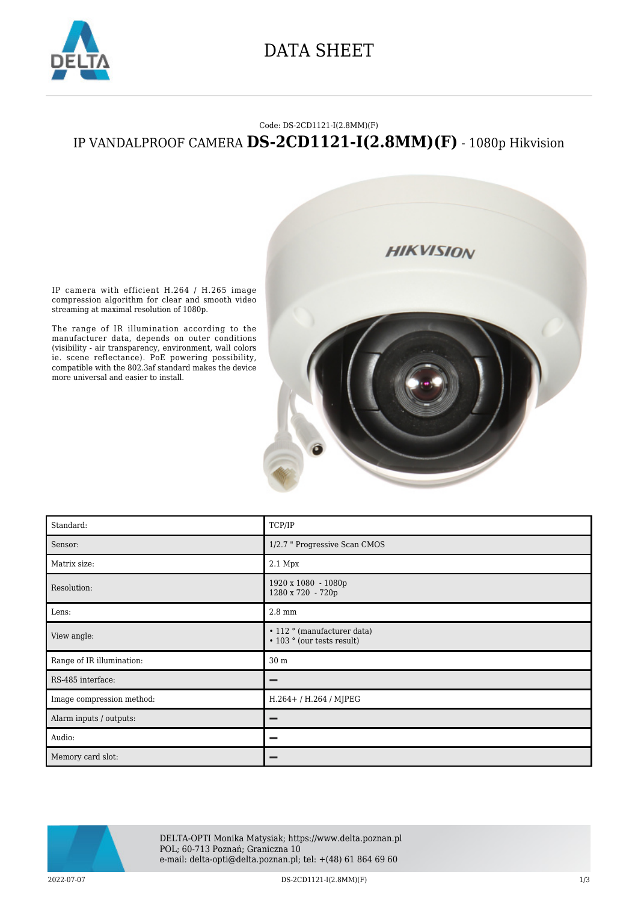# DATA SHEET

Code: DS-2CD1121-I(2.8MM)(F)

## IP VANDALPROOF CAMERA **DS-2CD1121-I(2.8MM)(F)** - 1080p Hikvision

IP camera with efficient H.264 / H.265 image compression algorithm for clear and smooth video streaming at maximal resolution of 1080p.

The range of IR illumination according to the manufacturer data, depends on outer conditions (visibility - air transparency, environment, wall colors ie. scene reflectance). PoE powering possibility, compatible with the 802.3af standard makes the device more universal and easier to install.

| | |
|---|---|
| Standard: | TCP/IP |
| Sensor: | 1/2.7 " Progressive Scan CMOS |
| Matrix size: | 2.1 Mpx |
| Resolution: | 1920 x 1080 - 1080p<br>1280 x 720 - 720p |
| Lens: | 2.8 mm |
| View angle: | • 112 ° (manufacturer data)<br>• 103 ° (our tests result) |
| Range of IR illumination: | 30 m |
| RS-485 interface: | – |
| Image compression method: | H.264+ / H.264 / MJPEG |
| Alarm inputs / outputs: | – |
| Audio: | – |
| Memory card slot: | – |

DELTA-OPTI Monika Matysiak; https://www.delta.poznan.pl
POL; 60-713 Poznań; Graniczna 10
e-mail: delta-opti@delta.poznan.pl; tel: +(48) 61 864 69 60

2022-07-07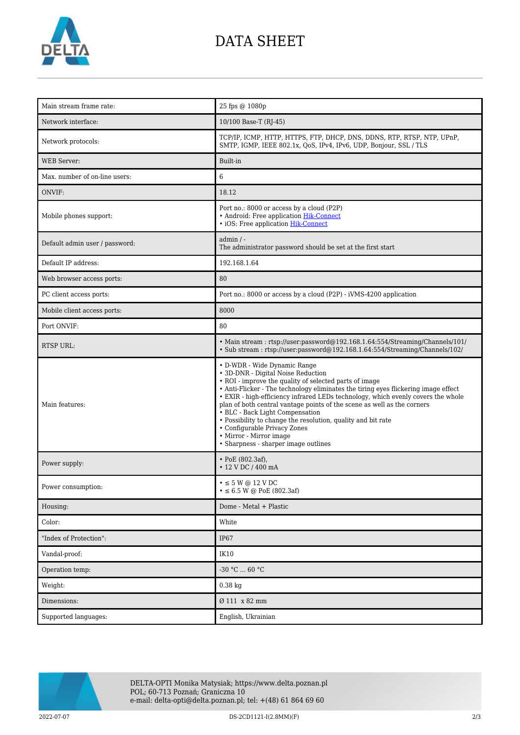# DATA SHEET

| | |
|---|---|
| Main stream frame rate: | 25 fps @ 1080p |
| Network interface: | 10/100 Base-T (RJ-45) |
| Network protocols: | TCP/IP, ICMP, HTTP, HTTPS, FTP, DHCP, DNS, DDNS, RTP, RTSP, NTP, UPnP, SMTP, IGMP, IEEE 802.1x, QoS, IPv4, IPv6, UDP, Bonjour, SSL / TLS |
| WEB Server: | Built-in |
| Max. number of on-line users: | 6 |
| ONVIF: | 18.12 |
| Mobile phones support: | Port no.: 8000 or access by a cloud (P2P)<br>• Android: Free application Hik-Connect<br>• iOS: Free application Hik-Connect |
| Default admin user / password: | admin / -<br>The administrator password should be set at the first start |
| Default IP address: | 192.168.1.64 |
| Web browser access ports: | 80 |
| PC client access ports: | Port no.: 8000 or access by a cloud (P2P) - iVMS-4200 application |
| Mobile client access ports: | 8000 |
| Port ONVIF: | 80 |
| RTSP URL: | • Main stream : rtsp://user:password@192.168.1.64:554/Streaming/Channels/101/<br>• Sub stream : rtsp://user:password@192.168.1.64:554/Streaming/Channels/102/ |
| Main features: | • D-WDR - Wide Dynamic Range<br>• 3D-DNR - Digital Noise Reduction<br>• ROI - improve the quality of selected parts of image<br>• Anti-Flicker - The technology eliminates the tiring eyes flickering image effect<br>• EXIR - high-efficiency infrared LEDs technology, which evenly covers the whole plan of both central vantage points of the scene as well as the corners<br>• BLC - Back Light Compensation<br>• Possibility to change the resolution, quality and bit rate<br>• Configurable Privacy Zones<br>• Mirror - Mirror image<br>• Sharpness - sharper image outlines |
| Power supply: | • PoE (802.3af),<br>• 12 V DC / 400 mA |
| Power consumption: | • ≤ 5 W @ 12 V DC<br>• ≤ 6.5 W @ PoE (802.3af) |
| Housing: | Dome - Metal + Plastic |
| Color: | White |
| "Index of Protection": | IP67 |
| Vandal-proof: | IK10 |
| Operation temp: | -30 °C ... 60 °C |
| Weight: | 0.38 kg |
| Dimensions: | Ø 111 x 82 mm |
| Supported languages: | English, Ukrainian |

DELTA-OPTI Monika Matysiak; https://www.delta.poznan.pl
POL; 60-713 Poznań; Graniczna 10
e-mail: delta-opti@delta.poznan.pl; tel: +(48) 61 864 69 60

2022-07-07 DS-2CD1121-I(2.8MM)(F)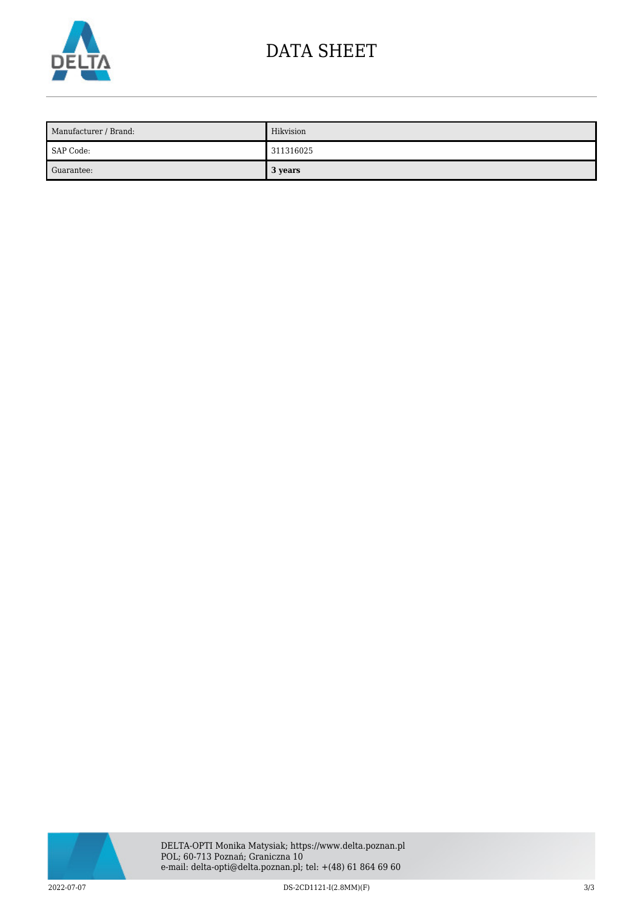# DATA SHEET

| | |
|---|---|
| Manufacturer / Brand: | Hikvision |
| SAP Code: | 311316025 |
| Guarantee: | **3 years** |

DELTA-OPTI Monika Matysiak; https://www.delta.poznan.pl
POL; 60-713 Poznań; Graniczna 10
e-mail: delta-opti@delta.poznan.pl; tel: +(48) 61 864 69 60